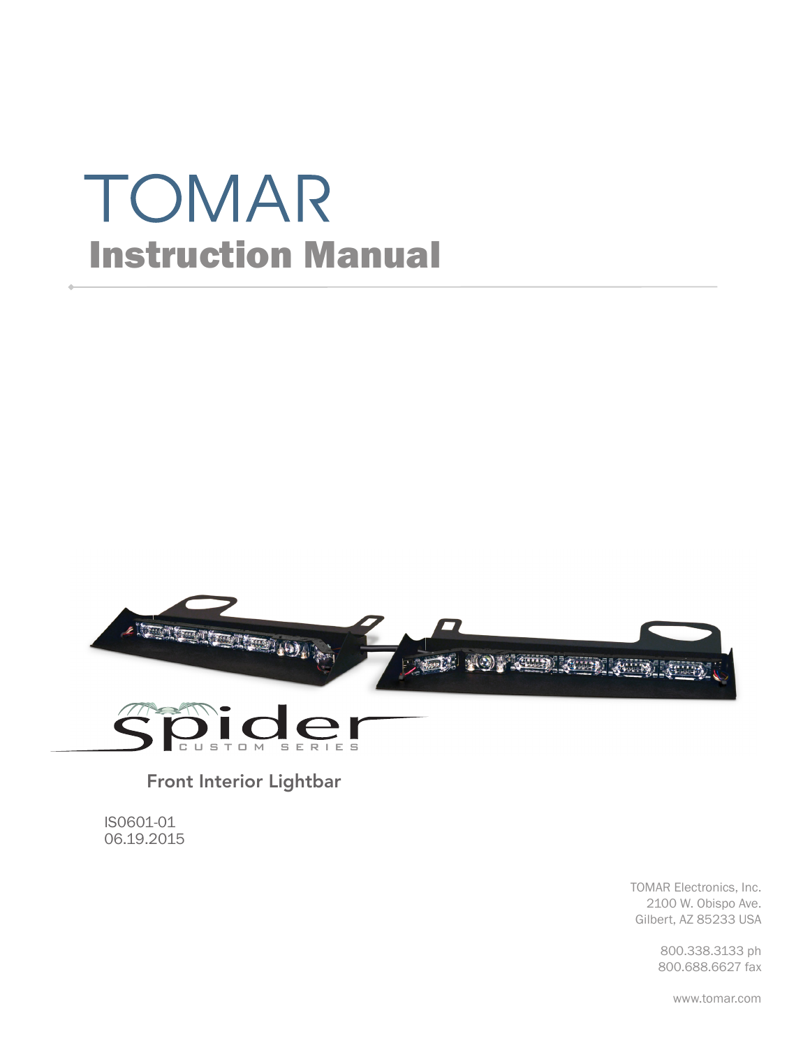# TOMAR

## Instruction Manual

Spider

CUSTOM SERIES

Front Interior Lightbar

IS0601-01
06.19.2015

TOMAR Electronics, Inc.
2100 W. Obispo Ave.
Gilbert, AZ 85233 USA

800.338.3133 ph
800.688.6627 fax

www.tomar.com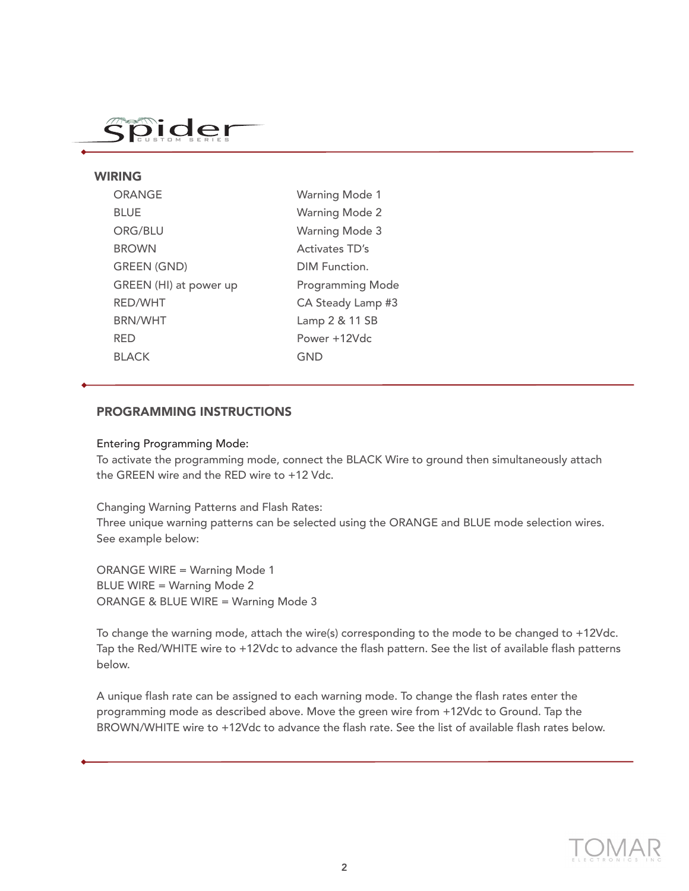## WIRING

| | |
|---|---|
| ORANGE | Warning Mode 1 |
| BLUE | Warning Mode 2 |
| ORG/BLU | Warning Mode 3 |
| BROWN | Activates TD's |
| GREEN (GND) | DIM Function. |
| GREEN (HI) at power up | Programming Mode |
| RED/WHT | CA Steady Lamp #3 |
| BRN/WHT | Lamp 2 & 11 SB |
| RED | Power +12Vdc |
| BLACK | GND |

## PROGRAMMING INSTRUCTIONS

Entering Programming Mode:
To activate the programming mode, connect the BLACK Wire to ground then simultaneously attach the GREEN wire and the RED wire to +12 Vdc.

Changing Warning Patterns and Flash Rates:
Three unique warning patterns can be selected using the ORANGE and BLUE mode selection wires. See example below:

ORANGE WIRE = Warning Mode 1
BLUE WIRE = Warning Mode 2
ORANGE & BLUE WIRE = Warning Mode 3

To change the warning mode, attach the wire(s) corresponding to the mode to be changed to +12Vdc. Tap the Red/WHITE wire to +12Vdc to advance the flash pattern. See the list of available flash patterns below.

A unique flash rate can be assigned to each warning mode. To change the flash rates enter the programming mode as described above. Move the green wire from +12Vdc to Ground. Tap the BROWN/WHITE wire to +12Vdc to advance the flash rate. See the list of available flash rates below.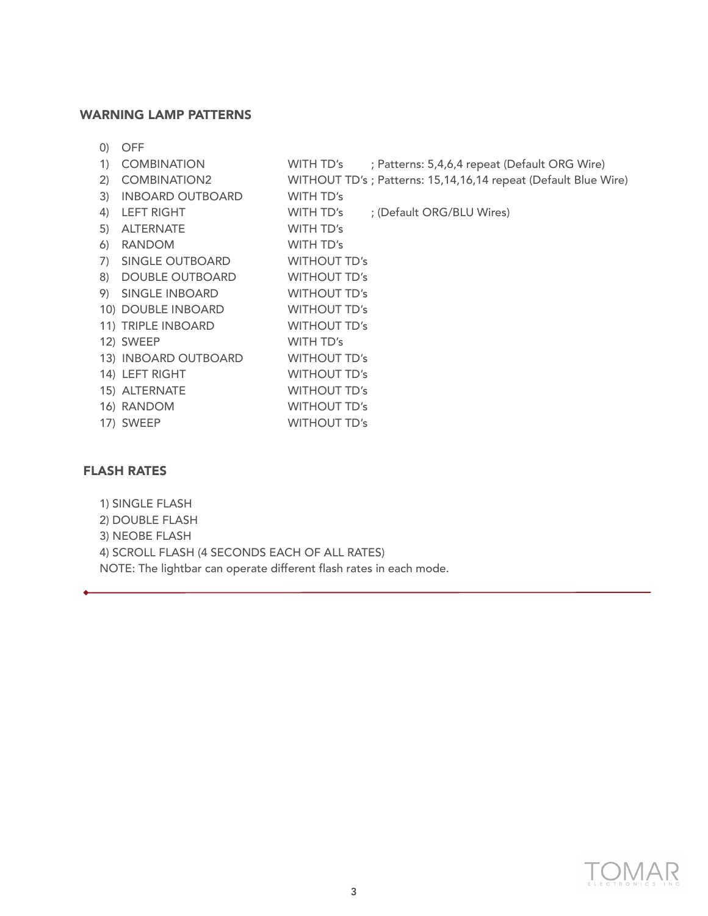## WARNING LAMP PATTERNS

| # | Pattern | TD's | Notes |
|---|---|---|---|
| 0) | OFF | | |
| 1) | COMBINATION | WITH TD's | ; Patterns: 5,4,6,4 repeat (Default ORG Wire) |
| 2) | COMBINATION2 | WITHOUT TD's | ; Patterns: 15,14,16,14 repeat (Default Blue Wire) |
| 3) | INBOARD OUTBOARD | WITH TD's | |
| 4) | LEFT RIGHT | WITH TD's | ; (Default ORG/BLU Wires) |
| 5) | ALTERNATE | WITH TD's | |
| 6) | RANDOM | WITH TD's | |
| 7) | SINGLE OUTBOARD | WITHOUT TD's | |
| 8) | DOUBLE OUTBOARD | WITHOUT TD's | |
| 9) | SINGLE INBOARD | WITHOUT TD's | |
| 10) | DOUBLE INBOARD | WITHOUT TD's | |
| 11) | TRIPLE INBOARD | WITHOUT TD's | |
| 12) | SWEEP | WITH TD's | |
| 13) | INBOARD OUTBOARD | WITHOUT TD's | |
| 14) | LEFT RIGHT | WITHOUT TD's | |
| 15) | ALTERNATE | WITHOUT TD's | |
| 16) | RANDOM | WITHOUT TD's | |
| 17) | SWEEP | WITHOUT TD's | |

## FLASH RATES

1) SINGLE FLASH
2) DOUBLE FLASH
3) NEOBE FLASH
4) SCROLL FLASH (4 SECONDS EACH OF ALL RATES)

NOTE: The lightbar can operate different flash rates in each mode.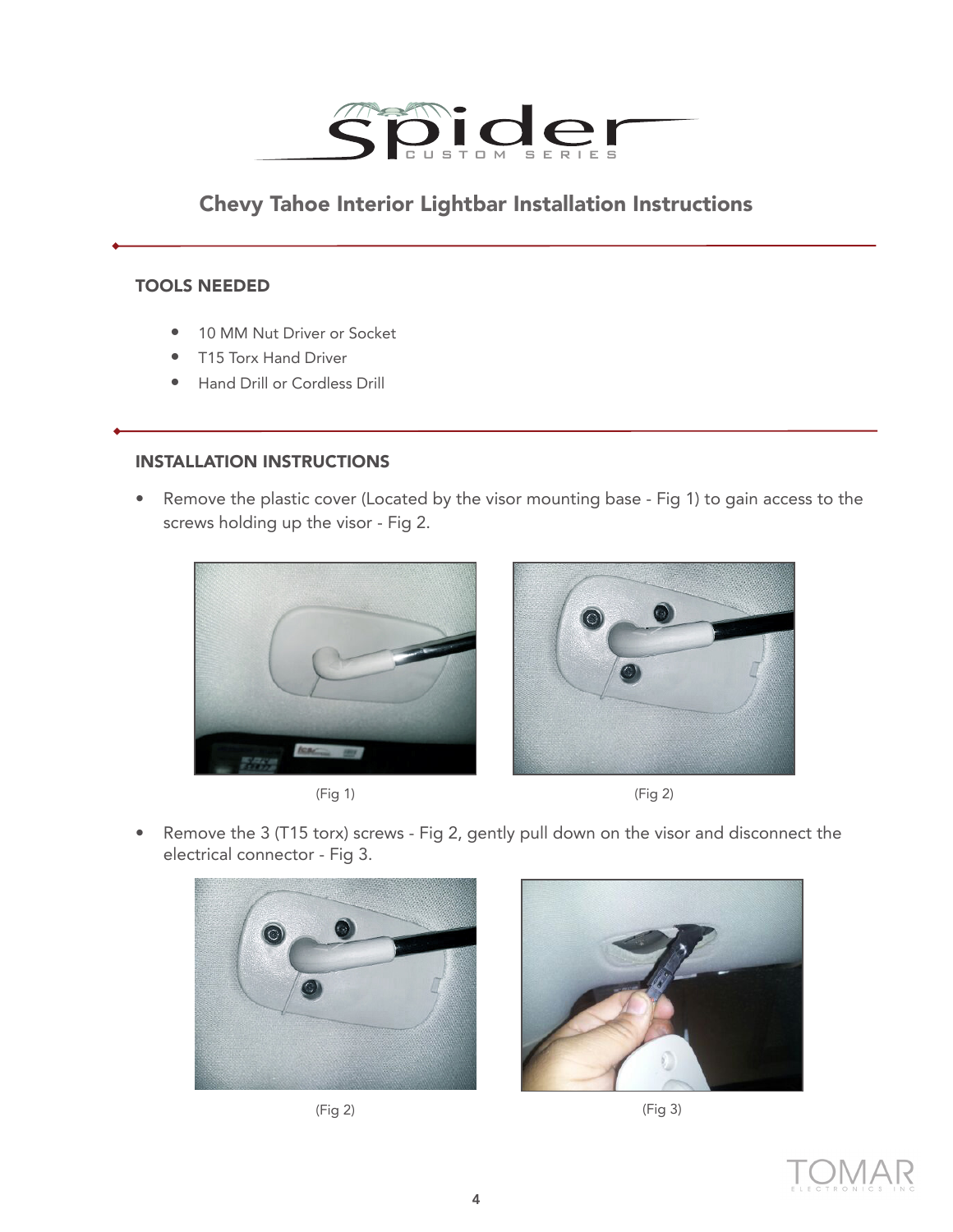# Chevy Tahoe Interior Lightbar Installation Instructions

## TOOLS NEEDED

- 10 MM Nut Driver or Socket
- T15 Torx Hand Driver
- Hand Drill or Cordless Drill

## INSTALLATION INSTRUCTIONS

- Remove the plastic cover (Located by the visor mounting base - Fig 1) to gain access to the screws holding up the visor - Fig 2.

(Fig 1)

(Fig 2)

- Remove the 3 (T15 torx) screws - Fig 2, gently pull down on the visor and disconnect the electrical connector - Fig 3.

(Fig 2)

(Fig 3)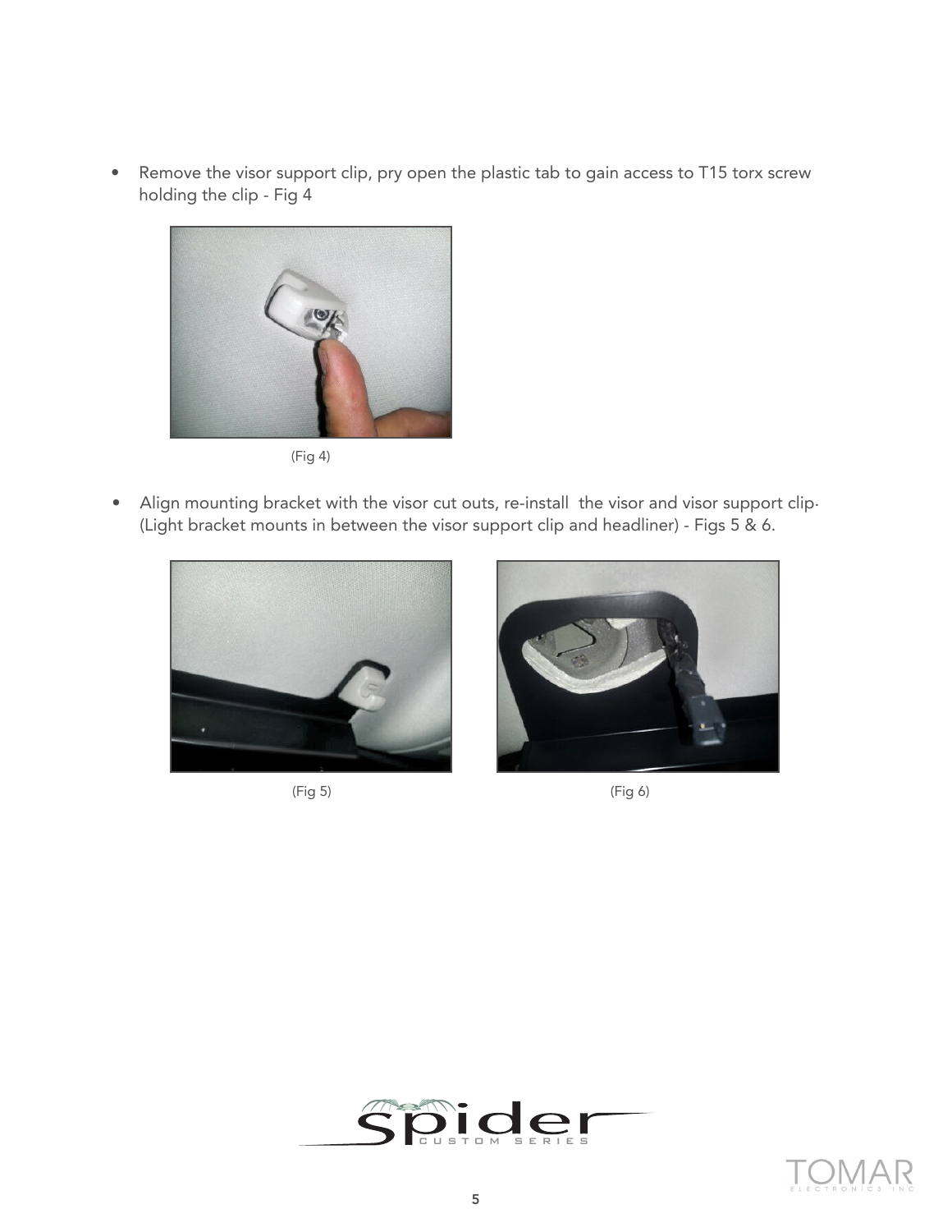- Remove the visor support clip, pry open the plastic tab to gain access to T15 torx screw holding the clip - Fig 4

(Fig 4)

- Align mounting bracket with the visor cut outs, re-install the visor and visor support clip. (Light bracket mounts in between the visor support clip and headliner) - Figs 5 & 6.

(Fig 5)

(Fig 6)